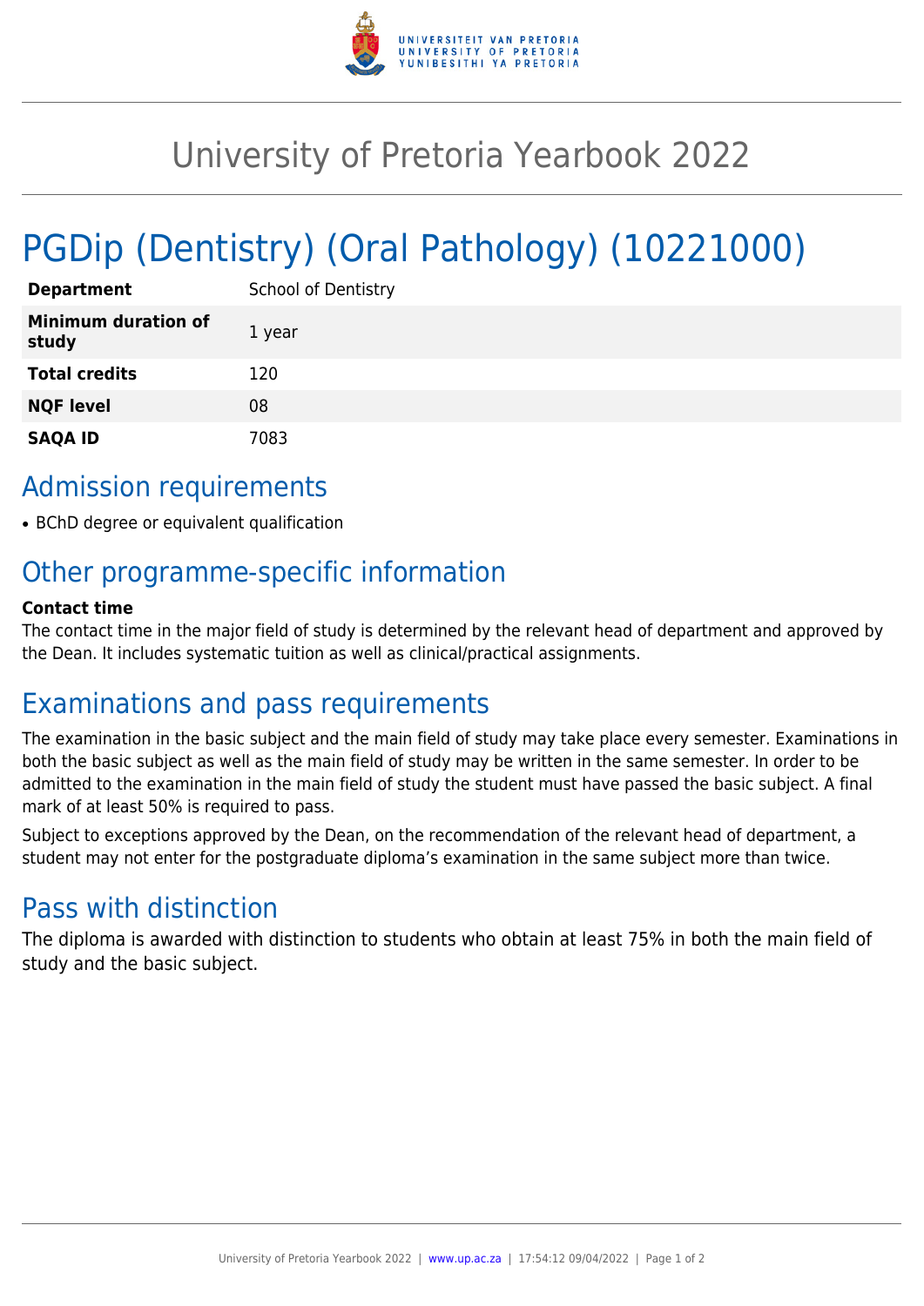# University of Pretoria Yearbook 2022

# PGDip (Dentistry) (Oral Pathology) (10221000)

| | |
|---|---|
| **Department** | School of Dentistry |
| **Minimum duration of study** | 1 year |
| **Total credits** | 120 |
| **NQF level** | 08 |
| **SAQA ID** | 7083 |

## Admission requirements

- BChD degree or equivalent qualification

## Other programme-specific information

**Contact time**

The contact time in the major field of study is determined by the relevant head of department and approved by the Dean. It includes systematic tuition as well as clinical/practical assignments.

## Examinations and pass requirements

The examination in the basic subject and the main field of study may take place every semester. Examinations in both the basic subject as well as the main field of study may be written in the same semester. In order to be admitted to the examination in the main field of study the student must have passed the basic subject. A final mark of at least 50% is required to pass.

Subject to exceptions approved by the Dean, on the recommendation of the relevant head of department, a student may not enter for the postgraduate diploma's examination in the same subject more than twice.

## Pass with distinction

The diploma is awarded with distinction to students who obtain at least 75% in both the main field of study and the basic subject.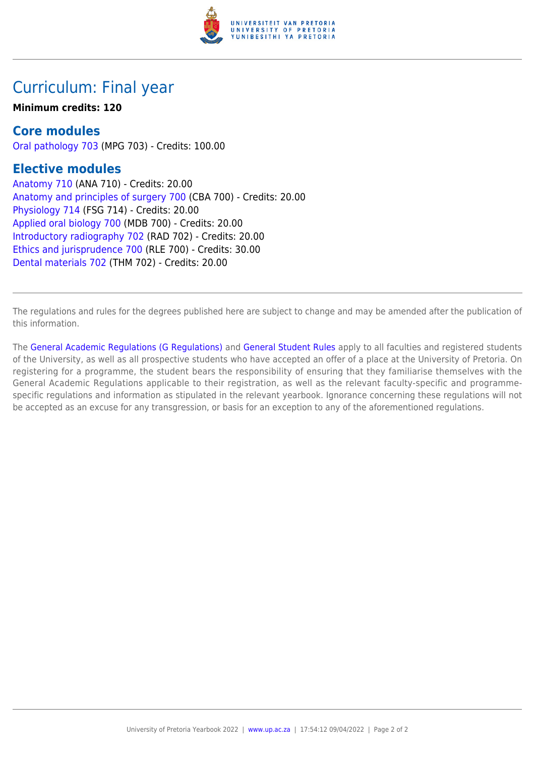## Curriculum: Final year

**Minimum credits: 120**

### Core modules

Oral pathology 703 (MPG 703) - Credits: 100.00

### Elective modules

Anatomy 710 (ANA 710) - Credits: 20.00
Anatomy and principles of surgery 700 (CBA 700) - Credits: 20.00
Physiology 714 (FSG 714) - Credits: 20.00
Applied oral biology 700 (MDB 700) - Credits: 20.00
Introductory radiography 702 (RAD 702) - Credits: 20.00
Ethics and jurisprudence 700 (RLE 700) - Credits: 30.00
Dental materials 702 (THM 702) - Credits: 20.00

---

The regulations and rules for the degrees published here are subject to change and may be amended after the publication of this information.

The General Academic Regulations (G Regulations) and General Student Rules apply to all faculties and registered students of the University, as well as all prospective students who have accepted an offer of a place at the University of Pretoria. On registering for a programme, the student bears the responsibility of ensuring that they familiarise themselves with the General Academic Regulations applicable to their registration, as well as the relevant faculty-specific and programme-specific regulations and information as stipulated in the relevant yearbook. Ignorance concerning these regulations will not be accepted as an excuse for any transgression, or basis for an exception to any of the aforementioned regulations.